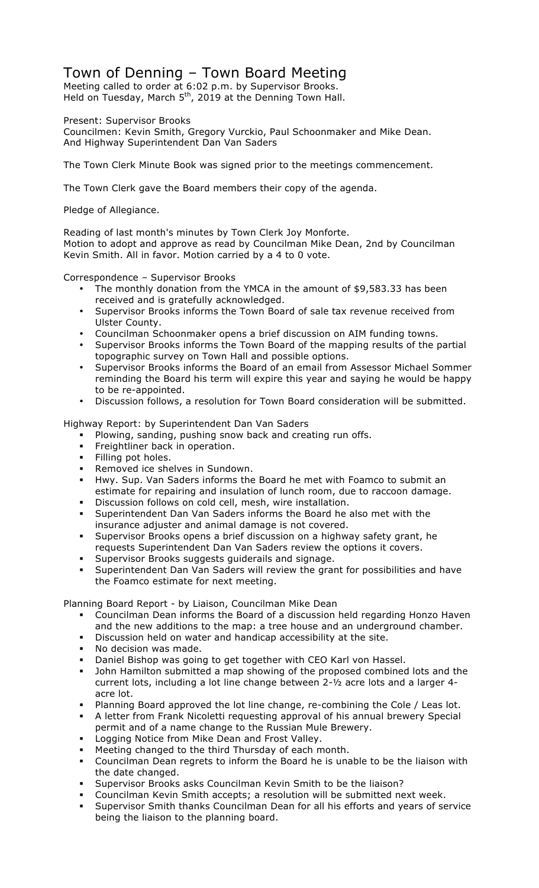# Town of Denning – Town Board Meeting

Meeting called to order at 6:02 p.m. by Supervisor Brooks.
Held on Tuesday, March 5th, 2019 at the Denning Town Hall.

Present: Supervisor Brooks
Councilmen: Kevin Smith, Gregory Vurckio, Paul Schoonmaker and Mike Dean.
And Highway Superintendent Dan Van Saders

The Town Clerk Minute Book was signed prior to the meetings commencement.

The Town Clerk gave the Board members their copy of the agenda.

Pledge of Allegiance.

Reading of last month's minutes by Town Clerk Joy Monforte.
Motion to adopt and approve as read by Councilman Mike Dean, 2nd by Councilman Kevin Smith. All in favor. Motion carried by a 4 to 0 vote.

Correspondence – Supervisor Brooks

- The monthly donation from the YMCA in the amount of $9,583.33 has been received and is gratefully acknowledged.
- Supervisor Brooks informs the Town Board of sale tax revenue received from Ulster County.
- Councilman Schoonmaker opens a brief discussion on AIM funding towns.
- Supervisor Brooks informs the Town Board of the mapping results of the partial topographic survey on Town Hall and possible options.
- Supervisor Brooks informs the Board of an email from Assessor Michael Sommer reminding the Board his term will expire this year and saying he would be happy to be re-appointed.
- Discussion follows, a resolution for Town Board consideration will be submitted.

Highway Report: by Superintendent Dan Van Saders

- Plowing, sanding, pushing snow back and creating run offs.
- Freightliner back in operation.
- Filling pot holes.
- Removed ice shelves in Sundown.
- Hwy. Sup. Van Saders informs the Board he met with Foamco to submit an estimate for repairing and insulation of lunch room, due to raccoon damage.
- Discussion follows on cold cell, mesh, wire installation.
- Superintendent Dan Van Saders informs the Board he also met with the insurance adjuster and animal damage is not covered.
- Supervisor Brooks opens a brief discussion on a highway safety grant, he requests Superintendent Dan Van Saders review the options it covers.
- Supervisor Brooks suggests guiderails and signage.
- Superintendent Dan Van Saders will review the grant for possibilities and have the Foamco estimate for next meeting.

Planning Board Report - by Liaison, Councilman Mike Dean

- Councilman Dean informs the Board of a discussion held regarding Honzo Haven and the new additions to the map: a tree house and an underground chamber.
- Discussion held on water and handicap accessibility at the site.
- No decision was made.
- Daniel Bishop was going to get together with CEO Karl von Hassel.
- John Hamilton submitted a map showing of the proposed combined lots and the current lots, including a lot line change between 2-½ acre lots and a larger 4-acre lot.
- Planning Board approved the lot line change, re-combining the Cole / Leas lot.
- A letter from Frank Nicoletti requesting approval of his annual brewery Special permit and of a name change to the Russian Mule Brewery.
- Logging Notice from Mike Dean and Frost Valley.
- Meeting changed to the third Thursday of each month.
- Councilman Dean regrets to inform the Board he is unable to be the liaison with the date changed.
- Supervisor Brooks asks Councilman Kevin Smith to be the liaison?
- Councilman Kevin Smith accepts; a resolution will be submitted next week.
- Supervisor Smith thanks Councilman Dean for all his efforts and years of service being the liaison to the planning board.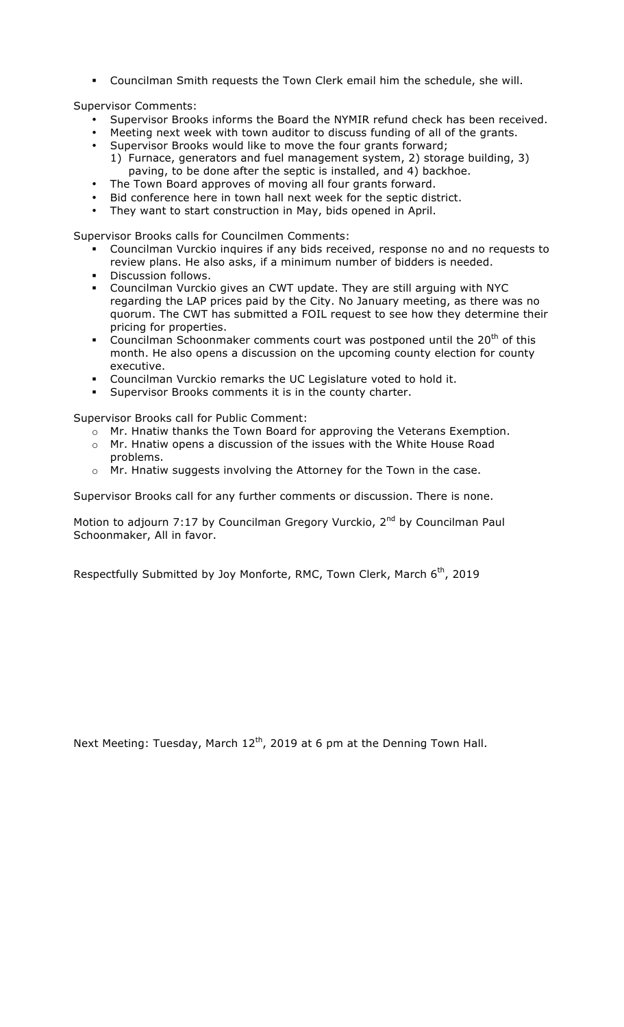- Councilman Smith requests the Town Clerk email him the schedule, she will.

Supervisor Comments:

- Supervisor Brooks informs the Board the NYMIR refund check has been received.
- Meeting next week with town auditor to discuss funding of all of the grants.
- Supervisor Brooks would like to move the four grants forward;
  1) Furnace, generators and fuel management system, 2) storage building, 3) paving, to be done after the septic is installed, and 4) backhoe.
- The Town Board approves of moving all four grants forward.
- Bid conference here in town hall next week for the septic district.
- They want to start construction in May, bids opened in April.

Supervisor Brooks calls for Councilmen Comments:

- Councilman Vurckio inquires if any bids received, response no and no requests to review plans. He also asks, if a minimum number of bidders is needed.
- Discussion follows.
- Councilman Vurckio gives an CWT update. They are still arguing with NYC regarding the LAP prices paid by the City. No January meeting, as there was no quorum. The CWT has submitted a FOIL request to see how they determine their pricing for properties.
- Councilman Schoonmaker comments court was postponed until the 20th of this month. He also opens a discussion on the upcoming county election for county executive.
- Councilman Vurckio remarks the UC Legislature voted to hold it.
- Supervisor Brooks comments it is in the county charter.

Supervisor Brooks call for Public Comment:

- Mr. Hnatiw thanks the Town Board for approving the Veterans Exemption.
- Mr. Hnatiw opens a discussion of the issues with the White House Road problems.
- Mr. Hnatiw suggests involving the Attorney for the Town in the case.

Supervisor Brooks call for any further comments or discussion. There is none.

Motion to adjourn 7:17 by Councilman Gregory Vurckio, 2nd by Councilman Paul Schoonmaker, All in favor.

Respectfully Submitted by Joy Monforte, RMC, Town Clerk, March 6th, 2019

Next Meeting: Tuesday, March 12th, 2019 at 6 pm at the Denning Town Hall.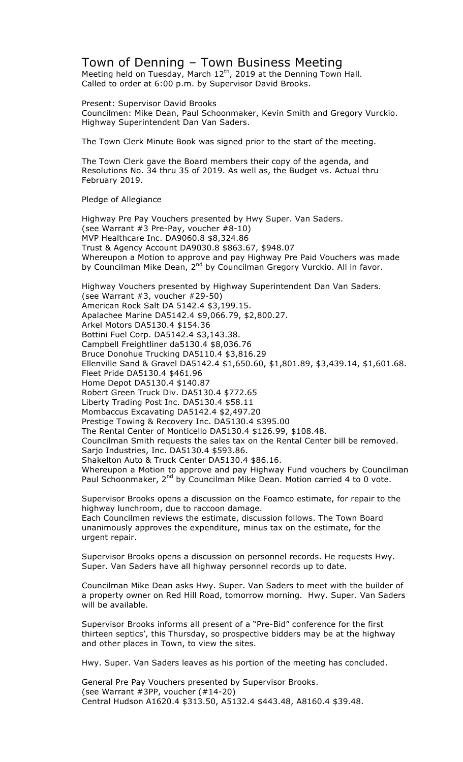# Town of Denning – Town Business Meeting

Meeting held on Tuesday, March 12th, 2019 at the Denning Town Hall.
Called to order at 6:00 p.m. by Supervisor David Brooks.

Present: Supervisor David Brooks
Councilmen: Mike Dean, Paul Schoonmaker, Kevin Smith and Gregory Vurckio.
Highway Superintendent Dan Van Saders.

The Town Clerk Minute Book was signed prior to the start of the meeting.

The Town Clerk gave the Board members their copy of the agenda, and Resolutions No. 34 thru 35 of 2019. As well as, the Budget vs. Actual thru February 2019.

Pledge of Allegiance

Highway Pre Pay Vouchers presented by Hwy Super. Van Saders.
(see Warrant #3 Pre-Pay, voucher #8-10)
MVP Healthcare Inc. DA9060.8 $8,324.86
Trust & Agency Account DA9030.8 $863.67, $948.07
Whereupon a Motion to approve and pay Highway Pre Paid Vouchers was made by Councilman Mike Dean, 2nd by Councilman Gregory Vurckio. All in favor.

Highway Vouchers presented by Highway Superintendent Dan Van Saders.
(see Warrant #3, voucher #29-50)
American Rock Salt DA 5142.4 $3,199.15.
Apalachee Marine DA5142.4 $9,066.79, $2,800.27.
Arkel Motors DA5130.4 $154.36
Bottini Fuel Corp. DA5142.4 $3,143.38.
Campbell Freightliner da5130.4 $8,036.76
Bruce Donohue Trucking DA5110.4 $3,816.29
Ellenville Sand & Gravel DA5142.4 $1,650.60, $1,801.89, $3,439.14, $1,601.68.
Fleet Pride DA5130.4 $461.96
Home Depot DA5130.4 $140.87
Robert Green Truck Div. DA5130.4 $772.65
Liberty Trading Post Inc. DA5130.4 $58.11
Mombaccus Excavating DA5142.4 $2,497.20
Prestige Towing & Recovery Inc. DA5130.4 $395.00
The Rental Center of Monticello DA5130.4 $126.99, $108.48.
Councilman Smith requests the sales tax on the Rental Center bill be removed.
Sarjo Industries, Inc. DA5130.4 $593.86.
Shakelton Auto & Truck Center DA5130.4 $86.16.
Whereupon a Motion to approve and pay Highway Fund vouchers by Councilman Paul Schoonmaker, 2nd by Councilman Mike Dean. Motion carried 4 to 0 vote.

Supervisor Brooks opens a discussion on the Foamco estimate, for repair to the highway lunchroom, due to raccoon damage.
Each Councilmen reviews the estimate, discussion follows. The Town Board unanimously approves the expenditure, minus tax on the estimate, for the urgent repair.

Supervisor Brooks opens a discussion on personnel records. He requests Hwy. Super. Van Saders have all highway personnel records up to date.

Councilman Mike Dean asks Hwy. Super. Van Saders to meet with the builder of a property owner on Red Hill Road, tomorrow morning. Hwy. Super. Van Saders will be available.

Supervisor Brooks informs all present of a "Pre-Bid" conference for the first thirteen septics', this Thursday, so prospective bidders may be at the highway and other places in Town, to view the sites.

Hwy. Super. Van Saders leaves as his portion of the meeting has concluded.

General Pre Pay Vouchers presented by Supervisor Brooks.
(see Warrant #3PP, voucher (#14-20)
Central Hudson A1620.4 $313.50, A5132.4 $443.48, A8160.4 $39.48.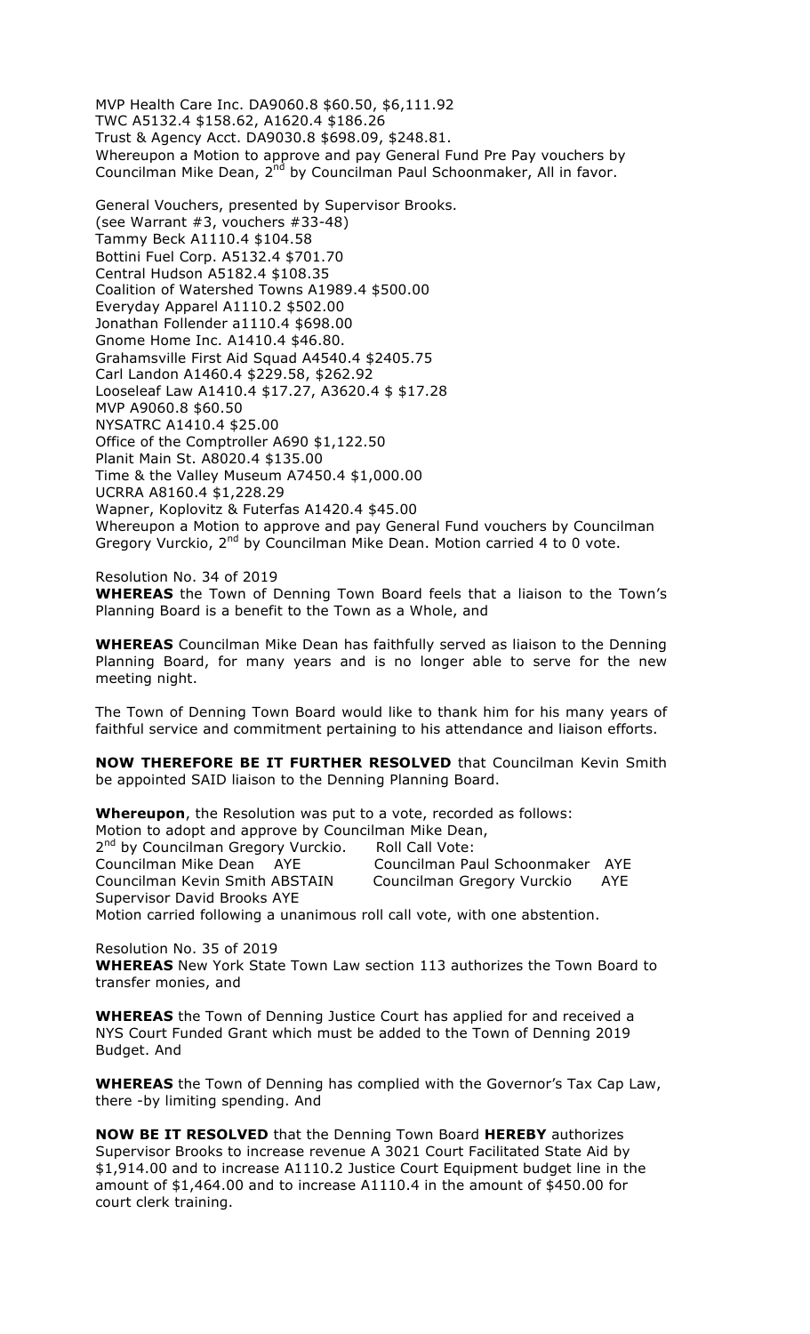MVP Health Care Inc. DA9060.8 $60.50, $6,111.92
TWC A5132.4 $158.62, A1620.4 $186.26
Trust & Agency Acct. DA9030.8 $698.09, $248.81.
Whereupon a Motion to approve and pay General Fund Pre Pay vouchers by Councilman Mike Dean, 2nd by Councilman Paul Schoonmaker, All in favor.

General Vouchers, presented by Supervisor Brooks.
(see Warrant #3, vouchers #33-48)
Tammy Beck A1110.4 $104.58
Bottini Fuel Corp. A5132.4 $701.70
Central Hudson A5182.4 $108.35
Coalition of Watershed Towns A1989.4 $500.00
Everyday Apparel A1110.2 $502.00
Jonathan Follender a1110.4 $698.00
Gnome Home Inc. A1410.4 $46.80.
Grahamsville First Aid Squad A4540.4 $2405.75
Carl Landon A1460.4 $229.58, $262.92
Looseleaf Law A1410.4 $17.27, A3620.4 $ $17.28
MVP A9060.8 $60.50
NYSATRC A1410.4 $25.00
Office of the Comptroller A690 $1,122.50
Planit Main St. A8020.4 $135.00
Time & the Valley Museum A7450.4 $1,000.00
UCRRA A8160.4 $1,228.29
Wapner, Koplovitz & Futerfas A1420.4 $45.00
Whereupon a Motion to approve and pay General Fund vouchers by Councilman Gregory Vurckio, 2nd by Councilman Mike Dean. Motion carried 4 to 0 vote.

Resolution No. 34 of 2019
**WHEREAS** the Town of Denning Town Board feels that a liaison to the Town's Planning Board is a benefit to the Town as a Whole, and

**WHEREAS** Councilman Mike Dean has faithfully served as liaison to the Denning Planning Board, for many years and is no longer able to serve for the new meeting night.

The Town of Denning Town Board would like to thank him for his many years of faithful service and commitment pertaining to his attendance and liaison efforts.

**NOW THEREFORE BE IT FURTHER RESOLVED** that Councilman Kevin Smith be appointed SAID liaison to the Denning Planning Board.

**Whereupon**, the Resolution was put to a vote, recorded as follows:
Motion to adopt and approve by Councilman Mike Dean,
2nd by Councilman Gregory Vurckio. Roll Call Vote:
Councilman Mike Dean AYE Councilman Paul Schoonmaker AYE
Councilman Kevin Smith ABSTAIN Councilman Gregory Vurckio AYE
Supervisor David Brooks AYE
Motion carried following a unanimous roll call vote, with one abstention.

Resolution No. 35 of 2019
**WHEREAS** New York State Town Law section 113 authorizes the Town Board to transfer monies, and

**WHEREAS** the Town of Denning Justice Court has applied for and received a NYS Court Funded Grant which must be added to the Town of Denning 2019 Budget. And

**WHEREAS** the Town of Denning has complied with the Governor's Tax Cap Law, there -by limiting spending. And

**NOW BE IT RESOLVED** that the Denning Town Board **HEREBY** authorizes Supervisor Brooks to increase revenue A 3021 Court Facilitated State Aid by $1,914.00 and to increase A1110.2 Justice Court Equipment budget line in the amount of $1,464.00 and to increase A1110.4 in the amount of $450.00 for court clerk training.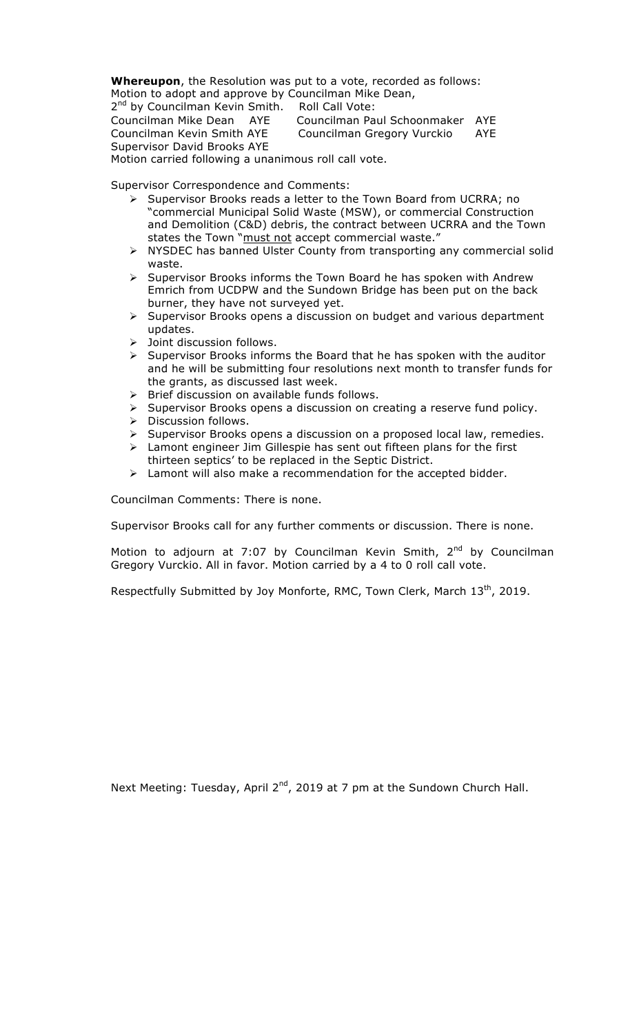**Whereupon**, the Resolution was put to a vote, recorded as follows:
Motion to adopt and approve by Councilman Mike Dean,
2nd by Councilman Kevin Smith. Roll Call Vote:
Councilman Mike Dean AYE Councilman Paul Schoonmaker AYE
Councilman Kevin Smith AYE Councilman Gregory Vurckio AYE
Supervisor David Brooks AYE
Motion carried following a unanimous roll call vote.

Supervisor Correspondence and Comments:

- Supervisor Brooks reads a letter to the Town Board from UCRRA; no "commercial Municipal Solid Waste (MSW), or commercial Construction and Demolition (C&D) debris, the contract between UCRRA and the Town states the Town "must not accept commercial waste."
- NYSDEC has banned Ulster County from transporting any commercial solid waste.
- Supervisor Brooks informs the Town Board he has spoken with Andrew Emrich from UCDPW and the Sundown Bridge has been put on the back burner, they have not surveyed yet.
- Supervisor Brooks opens a discussion on budget and various department updates.
- Joint discussion follows.
- Supervisor Brooks informs the Board that he has spoken with the auditor and he will be submitting four resolutions next month to transfer funds for the grants, as discussed last week.
- Brief discussion on available funds follows.
- Supervisor Brooks opens a discussion on creating a reserve fund policy.
- Discussion follows.
- Supervisor Brooks opens a discussion on a proposed local law, remedies.
- Lamont engineer Jim Gillespie has sent out fifteen plans for the first thirteen septics' to be replaced in the Septic District.
- Lamont will also make a recommendation for the accepted bidder.

Councilman Comments: There is none.

Supervisor Brooks call for any further comments or discussion. There is none.

Motion to adjourn at 7:07 by Councilman Kevin Smith, 2nd by Councilman Gregory Vurckio. All in favor. Motion carried by a 4 to 0 roll call vote.

Respectfully Submitted by Joy Monforte, RMC, Town Clerk, March 13th, 2019.

Next Meeting: Tuesday, April 2nd, 2019 at 7 pm at the Sundown Church Hall.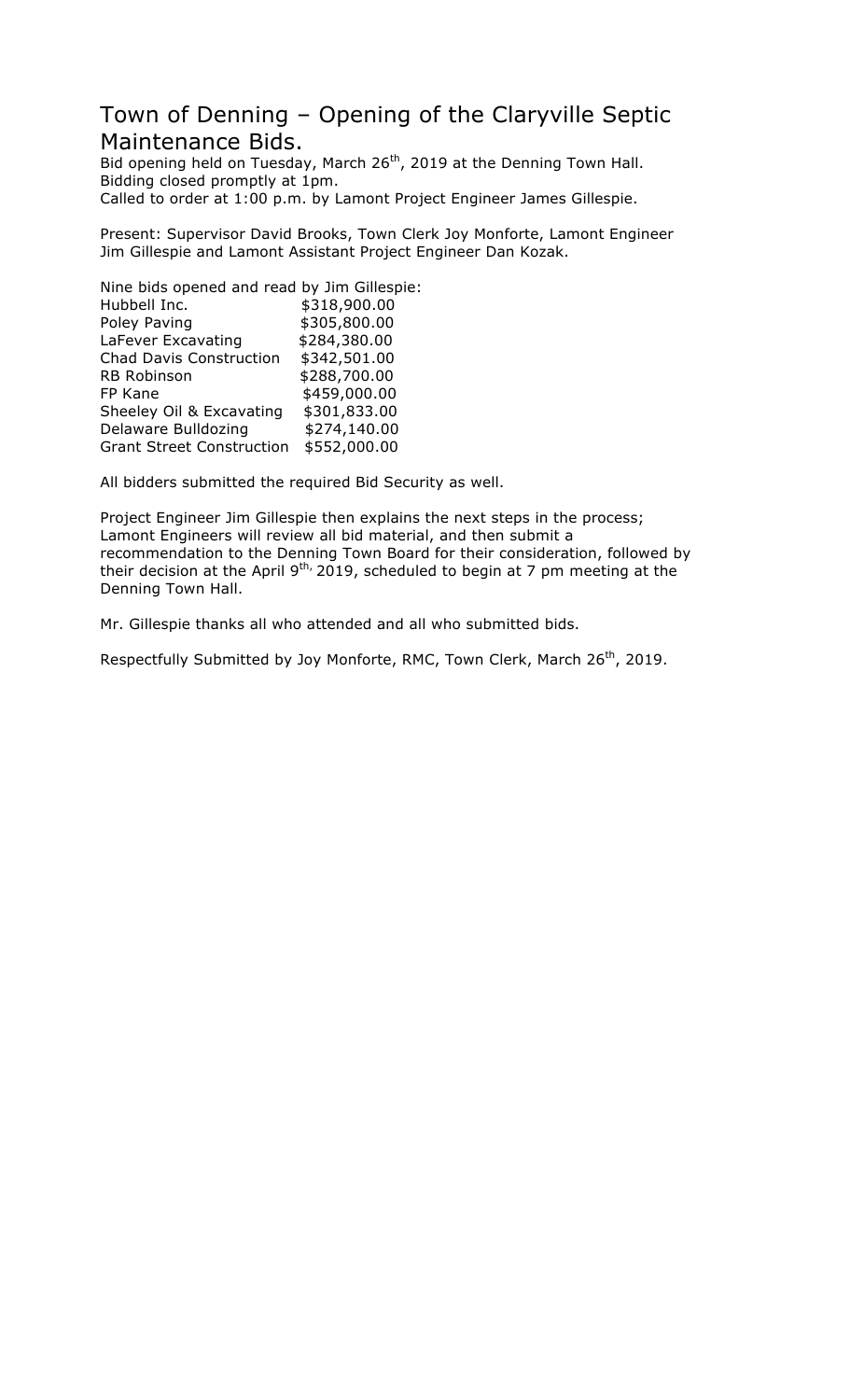# Town of Denning – Opening of the Claryville Septic Maintenance Bids.

Bid opening held on Tuesday, March 26th, 2019 at the Denning Town Hall. Bidding closed promptly at 1pm.
Called to order at 1:00 p.m. by Lamont Project Engineer James Gillespie.

Present: Supervisor David Brooks, Town Clerk Joy Monforte, Lamont Engineer Jim Gillespie and Lamont Assistant Project Engineer Dan Kozak.

Nine bids opened and read by Jim Gillespie:

| | |
|---|---|
| Hubbell Inc. | \$318,900.00 |
| Poley Paving | \$305,800.00 |
| LaFever Excavating | \$284,380.00 |
| Chad Davis Construction | \$342,501.00 |
| RB Robinson | \$288,700.00 |
| FP Kane | \$459,000.00 |
| Sheeley Oil & Excavating | \$301,833.00 |
| Delaware Bulldozing | \$274,140.00 |
| Grant Street Construction | \$552,000.00 |

All bidders submitted the required Bid Security as well.

Project Engineer Jim Gillespie then explains the next steps in the process; Lamont Engineers will review all bid material, and then submit a recommendation to the Denning Town Board for their consideration, followed by their decision at the April 9th, 2019, scheduled to begin at 7 pm meeting at the Denning Town Hall.

Mr. Gillespie thanks all who attended and all who submitted bids.

Respectfully Submitted by Joy Monforte, RMC, Town Clerk, March 26th, 2019.